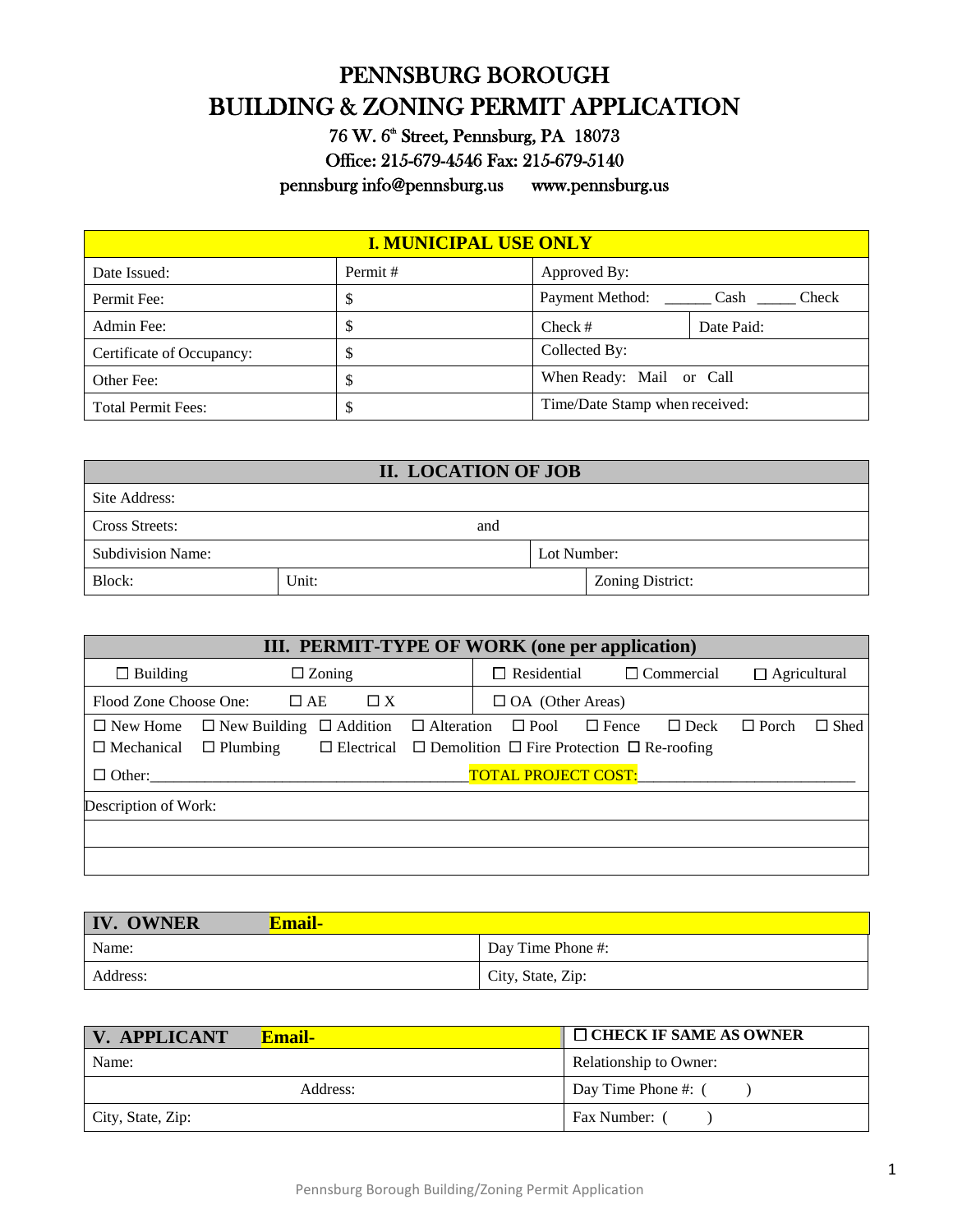# PENNSBURG BOROUGH
# BUILDING & ZONING PERMIT APPLICATION

76 W. 6th Street, Pennsburg, PA 18073
Office: 215-679-4546 Fax: 215-679-5140
pennsburg info@pennsburg.us www.pennsburg.us

| I. MUNICIPAL USE ONLY | | | |
|---|---|---|---|
| Date Issued: | Permit # | Approved By: | |
| Permit Fee: | $ | Payment Method: ______ Cash _____ Check | |
| Admin Fee: | $ | Check # | Date Paid: |
| Certificate of Occupancy: | $ | Collected By: | |
| Other Fee: | $ | When Ready: Mail or Call | |
| Total Permit Fees: | $ | Time/Date Stamp when received: | |

| II. LOCATION OF JOB | | |
|---|---|---|
| Site Address: | | |
| Cross Streets: | and | |
| Subdivision Name: | | Lot Number: |
| Block: | Unit: | Zoning District: |

| III. PERMIT-TYPE OF WORK (one per application) | |
|---|---|
| ☐ Building ☐ Zoning | ☐ Residential ☐ Commercial ☐ Agricultural |
| Flood Zone Choose One: ☐ AE ☐ X | ☐ OA (Other Areas) |
| ☐ New Home ☐ New Building ☐ Addition ☐ Alteration ☐ Pool ☐ Fence ☐ Deck ☐ Porch ☐ Shed<br>☐ Mechanical ☐ Plumbing ☐ Electrical ☐ Demolition ☐ Fire Protection ☐ Re-roofing | |
| ☐ Other:________________________________________ | TOTAL PROJECT COST:___________________________ |
| Description of Work: | |
| | |
| | |

| IV. OWNER Email- | |
|---|---|
| Name: | Day Time Phone #: |
| Address: | City, State, Zip: |

| V. APPLICANT Email- | ☐ CHECK IF SAME AS OWNER |
|---|---|
| Name: | Relationship to Owner: |
| Address: | Day Time Phone #: ( ) |
| City, State, Zip: | Fax Number: ( ) |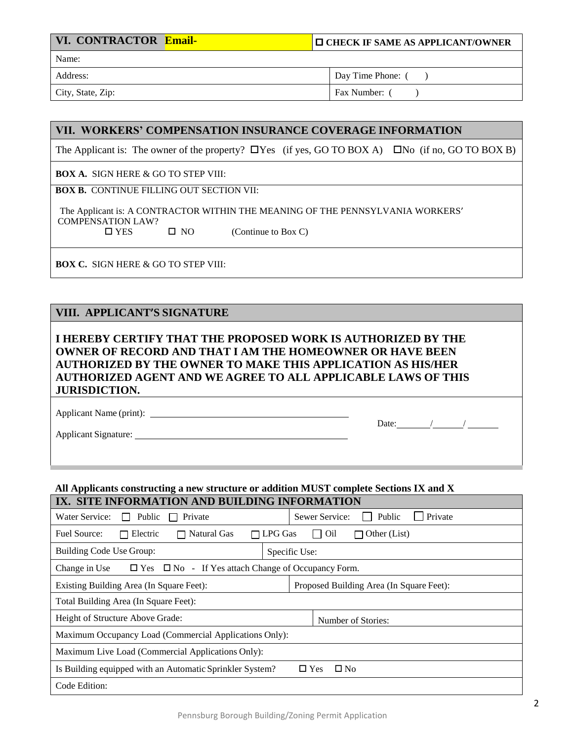| VI. CONTRACTOR **Email-** | ☐ CHECK IF SAME AS APPLICANT/OWNER |
|---|---|
| Name: | |
| Address: | Day Time Phone: ( ) |
| City, State, Zip: | Fax Number: ( ) |

## VII. WORKERS' COMPENSATION INSURANCE COVERAGE INFORMATION

The Applicant is: The owner of the property? ☐Yes (if yes, GO TO BOX A) ☐No (if no, GO TO BOX B)

**BOX A.** SIGN HERE & GO TO STEP VIII:

**BOX B.** CONTINUE FILLING OUT SECTION VII:

The Applicant is: A CONTRACTOR WITHIN THE MEANING OF THE PENNSYLVANIA WORKERS' COMPENSATION LAW?
☐ YES ☐ NO (Continue to Box C)

**BOX C.** SIGN HERE & GO TO STEP VIII:

## VIII. APPLICANT'S SIGNATURE

**I HEREBY CERTIFY THAT THE PROPOSED WORK IS AUTHORIZED BY THE OWNER OF RECORD AND THAT I AM THE HOMEOWNER OR HAVE BEEN AUTHORIZED BY THE OWNER TO MAKE THIS APPLICATION AS HIS/HER AUTHORIZED AGENT AND WE AGREE TO ALL APPLICABLE LAWS OF THIS JURISDICTION.**

Applicant Name (print): ______________________________

Applicant Signature: ______________________________

Date: _____/_____/_____

**All Applicants constructing a new structure or addition MUST complete Sections IX and X**

## IX. SITE INFORMATION AND BUILDING INFORMATION

| | |
|---|---|
| Water Service: ☐ Public ☐ Private | Sewer Service: ☐ Public ☐ Private |
| Fuel Source: ☐ Electric ☐ Natural Gas ☐ LPG Gas ☐ Oil ☐ Other (List) | |
| Building Code Use Group: | Specific Use: |
| Change in Use ☐ Yes ☐ No - If Yes attach Change of Occupancy Form. | |
| Existing Building Area (In Square Feet): | Proposed Building Area (In Square Feet): |
| Total Building Area (In Square Feet): | |
| Height of Structure Above Grade: | Number of Stories: |
| Maximum Occupancy Load (Commercial Applications Only): | |
| Maximum Live Load (Commercial Applications Only): | |
| Is Building equipped with an Automatic Sprinkler System? ☐ Yes ☐ No | |
| Code Edition: | |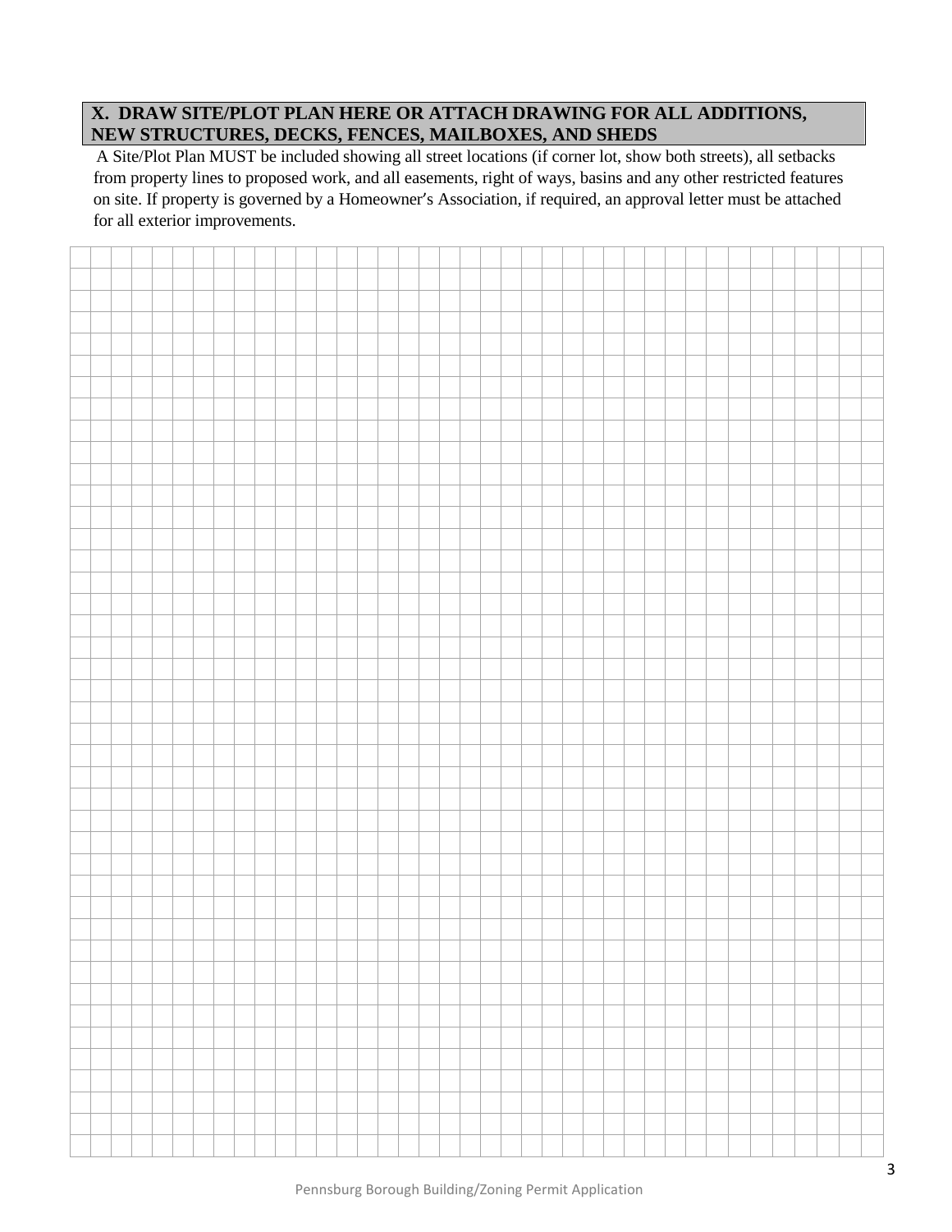## X. DRAW SITE/PLOT PLAN HERE OR ATTACH DRAWING FOR ALL ADDITIONS, NEW STRUCTURES, DECKS, FENCES, MAILBOXES, AND SHEDS

A Site/Plot Plan MUST be included showing all street locations (if corner lot, show both streets), all setbacks from property lines to proposed work, and all easements, right of ways, basins and any other restricted features on site. If property is governed by a Homeowner's Association, if required, an approval letter must be attached for all exterior improvements.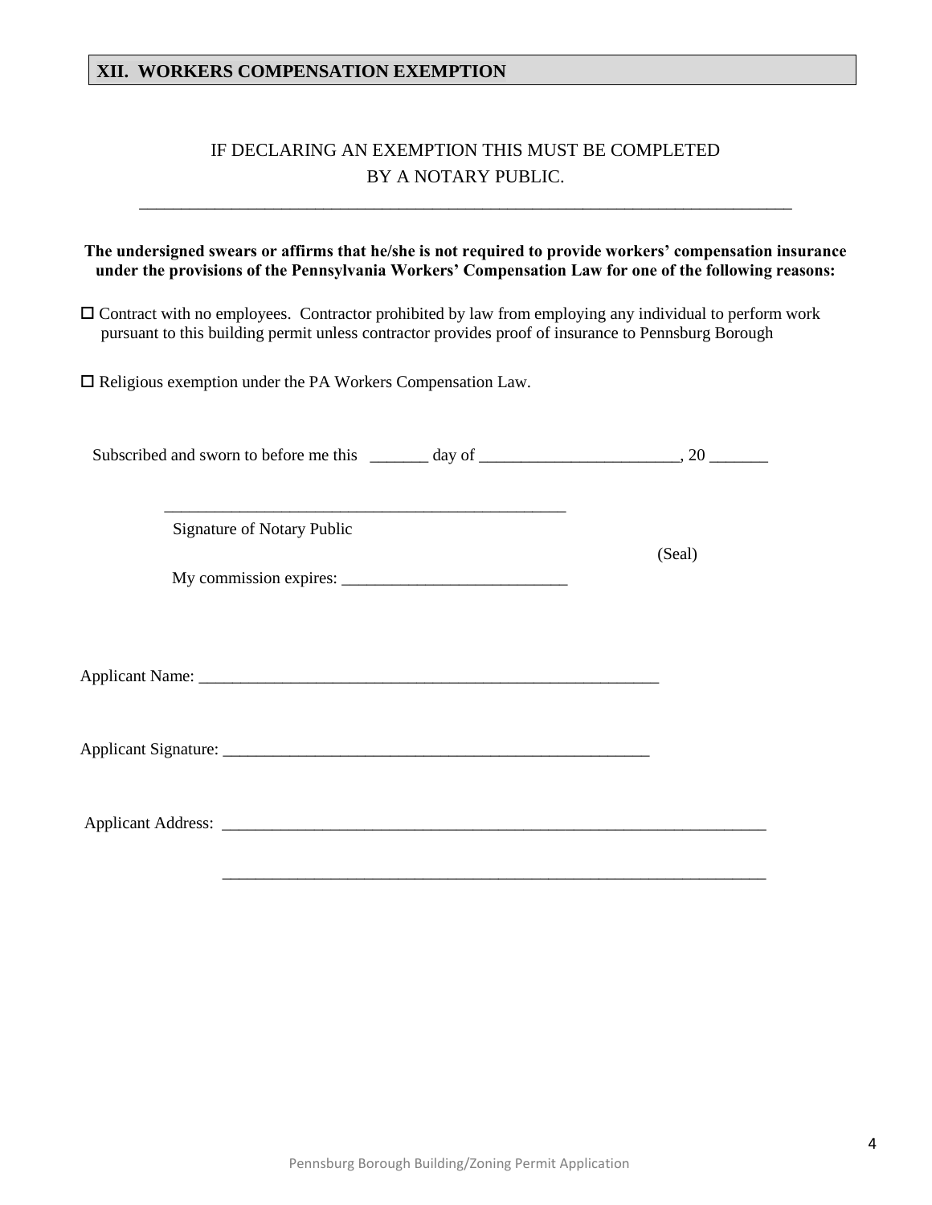## XII. WORKERS COMPENSATION EXEMPTION

IF DECLARING AN EXEMPTION THIS MUST BE COMPLETED
BY A NOTARY PUBLIC.

______________________________________________________________________________

**The undersigned swears or affirms that he/she is not required to provide workers' compensation insurance under the provisions of the Pennsylvania Workers' Compensation Law for one of the following reasons:**

☐ Contract with no employees. Contractor prohibited by law from employing any individual to perform work pursuant to this building permit unless contractor provides proof of insurance to Pennsburg Borough

☐ Religious exemption under the PA Workers Compensation Law.

Subscribed and sworn to before me this _______ day of ________________________, 20 _______

__________________________________________________
Signature of Notary Public

(Seal)

My commission expires: ___________________________

Applicant Name: _________________________________________________________

Applicant Signature: _____________________________________________________

Applicant Address: __________________________________________________________________

__________________________________________________________________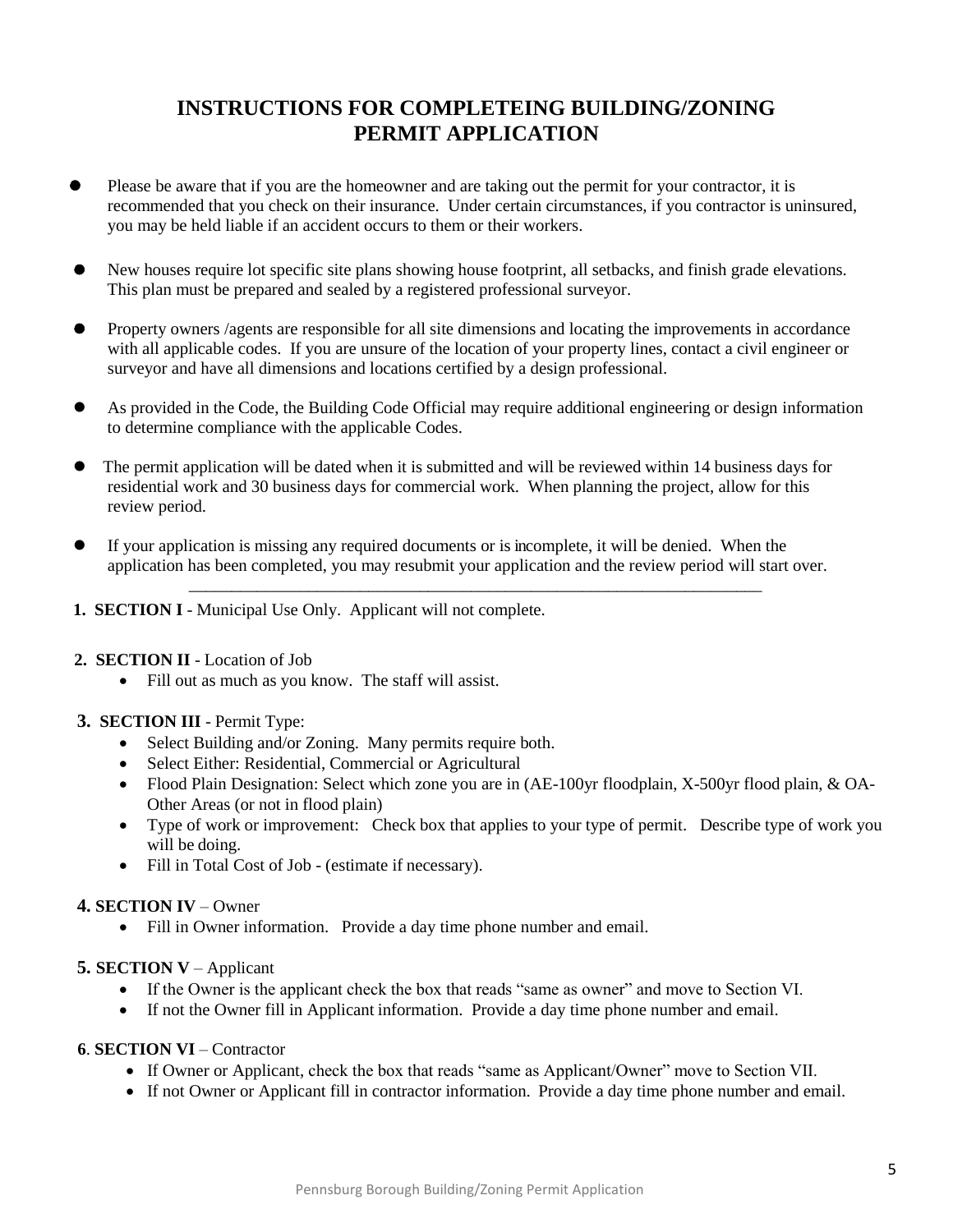# INSTRUCTIONS FOR COMPLETEING BUILDING/ZONING PERMIT APPLICATION

- Please be aware that if you are the homeowner and are taking out the permit for your contractor, it is recommended that you check on their insurance. Under certain circumstances, if you contractor is uninsured, you may be held liable if an accident occurs to them or their workers.
- New houses require lot specific site plans showing house footprint, all setbacks, and finish grade elevations. This plan must be prepared and sealed by a registered professional surveyor.
- Property owners /agents are responsible for all site dimensions and locating the improvements in accordance with all applicable codes. If you are unsure of the location of your property lines, contact a civil engineer or surveyor and have all dimensions and locations certified by a design professional.
- As provided in the Code, the Building Code Official may require additional engineering or design information to determine compliance with the applicable Codes.
- The permit application will be dated when it is submitted and will be reviewed within 14 business days for residential work and 30 business days for commercial work. When planning the project, allow for this review period.
- If your application is missing any required documents or is incomplete, it will be denied. When the application has been completed, you may resubmit your application and the review period will start over.

---

1. **SECTION I** - Municipal Use Only. Applicant will not complete.

2. **SECTION II** - Location of Job
   - Fill out as much as you know. The staff will assist.

3. **SECTION III** - Permit Type:
   - Select Building and/or Zoning. Many permits require both.
   - Select Either: Residential, Commercial or Agricultural
   - Flood Plain Designation: Select which zone you are in (AE-100yr floodplain, X-500yr flood plain, & OA-Other Areas (or not in flood plain)
   - Type of work or improvement: Check box that applies to your type of permit. Describe type of work you will be doing.
   - Fill in Total Cost of Job - (estimate if necessary).

4. **SECTION IV** – Owner
   - Fill in Owner information. Provide a day time phone number and email.

5. **SECTION V** – Applicant
   - If the Owner is the applicant check the box that reads "same as owner" and move to Section VI.
   - If not the Owner fill in Applicant information. Provide a day time phone number and email.

6. **SECTION VI** – Contractor
   - If Owner or Applicant, check the box that reads "same as Applicant/Owner" move to Section VII.
   - If not Owner or Applicant fill in contractor information. Provide a day time phone number and email.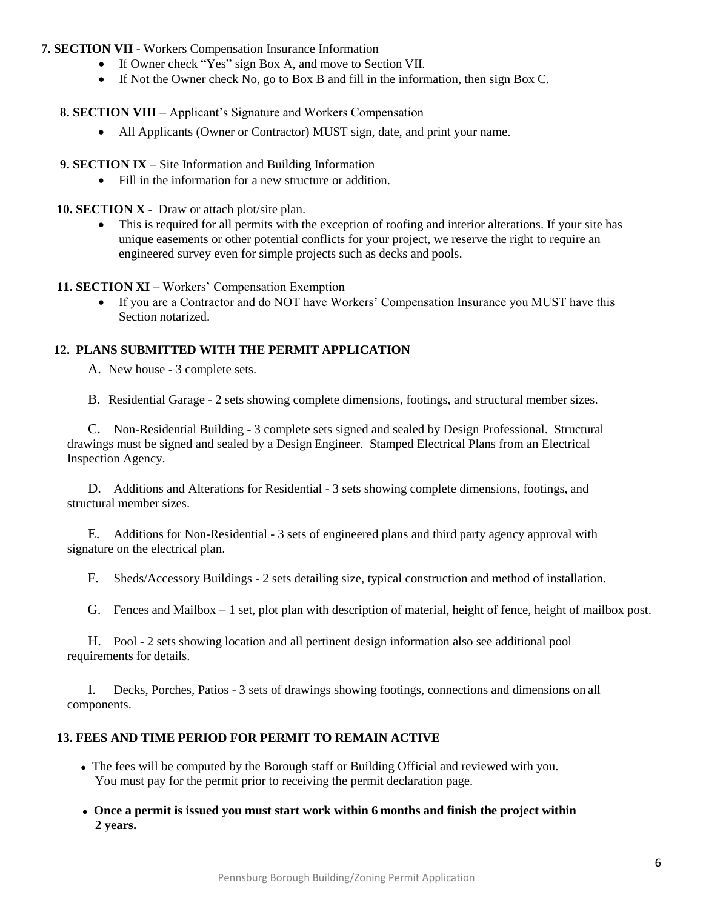**7. SECTION VII** - Workers Compensation Insurance Information

- If Owner check "Yes" sign Box A, and move to Section VII.
- If Not the Owner check No, go to Box B and fill in the information, then sign Box C.

**8. SECTION VIII** – Applicant's Signature and Workers Compensation

- All Applicants (Owner or Contractor) MUST sign, date, and print your name.

**9. SECTION IX** – Site Information and Building Information

- Fill in the information for a new structure or addition.

**10. SECTION X** - Draw or attach plot/site plan.

- This is required for all permits with the exception of roofing and interior alterations. If your site has unique easements or other potential conflicts for your project, we reserve the right to require an engineered survey even for simple projects such as decks and pools.

**11. SECTION XI** – Workers' Compensation Exemption

- If you are a Contractor and do NOT have Workers' Compensation Insurance you MUST have this Section notarized.

**12. PLANS SUBMITTED WITH THE PERMIT APPLICATION**

A. New house - 3 complete sets.

B. Residential Garage - 2 sets showing complete dimensions, footings, and structural member sizes.

C. Non-Residential Building - 3 complete sets signed and sealed by Design Professional. Structural drawings must be signed and sealed by a Design Engineer. Stamped Electrical Plans from an Electrical Inspection Agency.

D. Additions and Alterations for Residential - 3 sets showing complete dimensions, footings, and structural member sizes.

E. Additions for Non-Residential - 3 sets of engineered plans and third party agency approval with signature on the electrical plan.

F. Sheds/Accessory Buildings - 2 sets detailing size, typical construction and method of installation.

G. Fences and Mailbox – 1 set, plot plan with description of material, height of fence, height of mailbox post.

H. Pool - 2 sets showing location and all pertinent design information also see additional pool requirements for details.

I. Decks, Porches, Patios - 3 sets of drawings showing footings, connections and dimensions on all components.

**13. FEES AND TIME PERIOD FOR PERMIT TO REMAIN ACTIVE**

- The fees will be computed by the Borough staff or Building Official and reviewed with you. You must pay for the permit prior to receiving the permit declaration page.
- **Once a permit is issued you must start work within 6 months and finish the project within 2 years.**